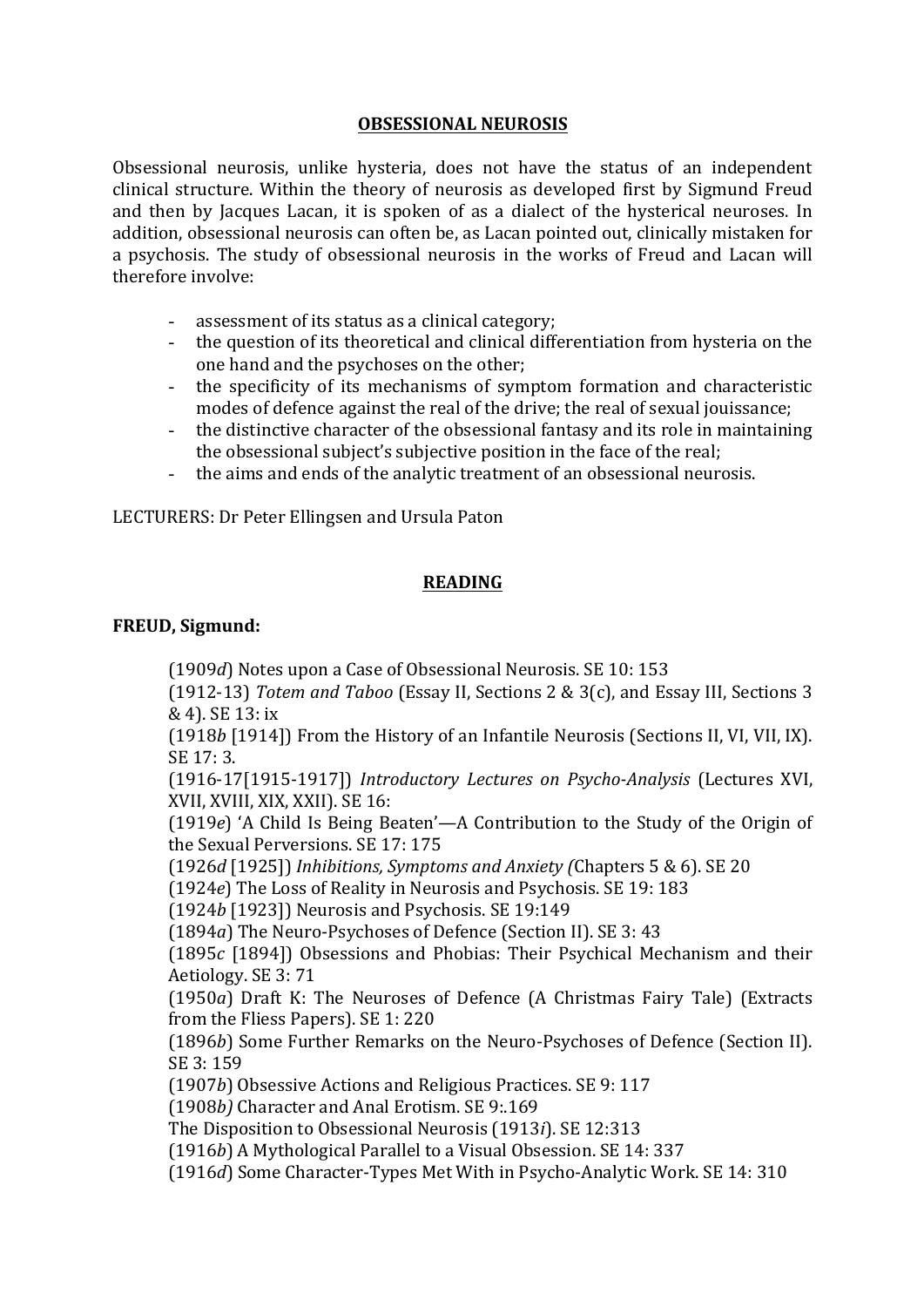## OBSESSIONAL NEUROSIS

Obsessional neurosis, unlike hysteria, does not have the status of an independent clinical structure. Within the theory of neurosis as developed first by Sigmund Freud and then by Jacques Lacan, it is spoken of as a dialect of the hysterical neuroses. In addition, obsessional neurosis can often be, as Lacan pointed out, clinically mistaken for a psychosis. The study of obsessional neurosis in the works of Freud and Lacan will therefore involve:

- assessment of its status as a clinical category;
- the question of its theoretical and clinical differentiation from hysteria on the one hand and the psychoses on the other;
- the specificity of its mechanisms of symptom formation and characteristic modes of defence against the real of the drive; the real of sexual jouissance;
- the distinctive character of the obsessional fantasy and its role in maintaining the obsessional subject's subjective position in the face of the real;
- the aims and ends of the analytic treatment of an obsessional neurosis.

LECTURERS: Dr Peter Ellingsen and Ursula Paton

## READING

**FREUD, Sigmund:**

(1909*d*) Notes upon a Case of Obsessional Neurosis. SE 10: 153

(1912-13) *Totem and Taboo* (Essay II, Sections 2 & 3(c), and Essay III, Sections 3 & 4). SE 13: ix

(1918*b* [1914]) From the History of an Infantile Neurosis (Sections II, VI, VII, IX). SE 17: 3.

(1916-17[1915-1917]) *Introductory Lectures on Psycho-Analysis* (Lectures XVI, XVII, XVIII, XIX, XXII). SE 16:

(1919*e*) 'A Child Is Being Beaten'—A Contribution to the Study of the Origin of the Sexual Perversions. SE 17: 175

(1926*d* [1925]) *Inhibitions, Symptoms and Anxiety (*Chapters 5 & 6). SE 20

(1924*e*) The Loss of Reality in Neurosis and Psychosis. SE 19: 183

(1924*b* [1923]) Neurosis and Psychosis. SE 19:149

(1894*a*) The Neuro-Psychoses of Defence (Section II). SE 3: 43

(1895*c* [1894]) Obsessions and Phobias: Their Psychical Mechanism and their Aetiology. SE 3: 71

(1950*a*) Draft K: The Neuroses of Defence (A Christmas Fairy Tale) (Extracts from the Fliess Papers). SE 1: 220

(1896*b*) Some Further Remarks on the Neuro-Psychoses of Defence (Section II). SE 3: 159

(1907*b*) Obsessive Actions and Religious Practices. SE 9: 117

(1908*b)* Character and Anal Erotism. SE 9:.169

The Disposition to Obsessional Neurosis (1913*i*). SE 12:313

(1916*b*) A Mythological Parallel to a Visual Obsession. SE 14: 337

(1916*d*) Some Character-Types Met With in Psycho-Analytic Work. SE 14: 310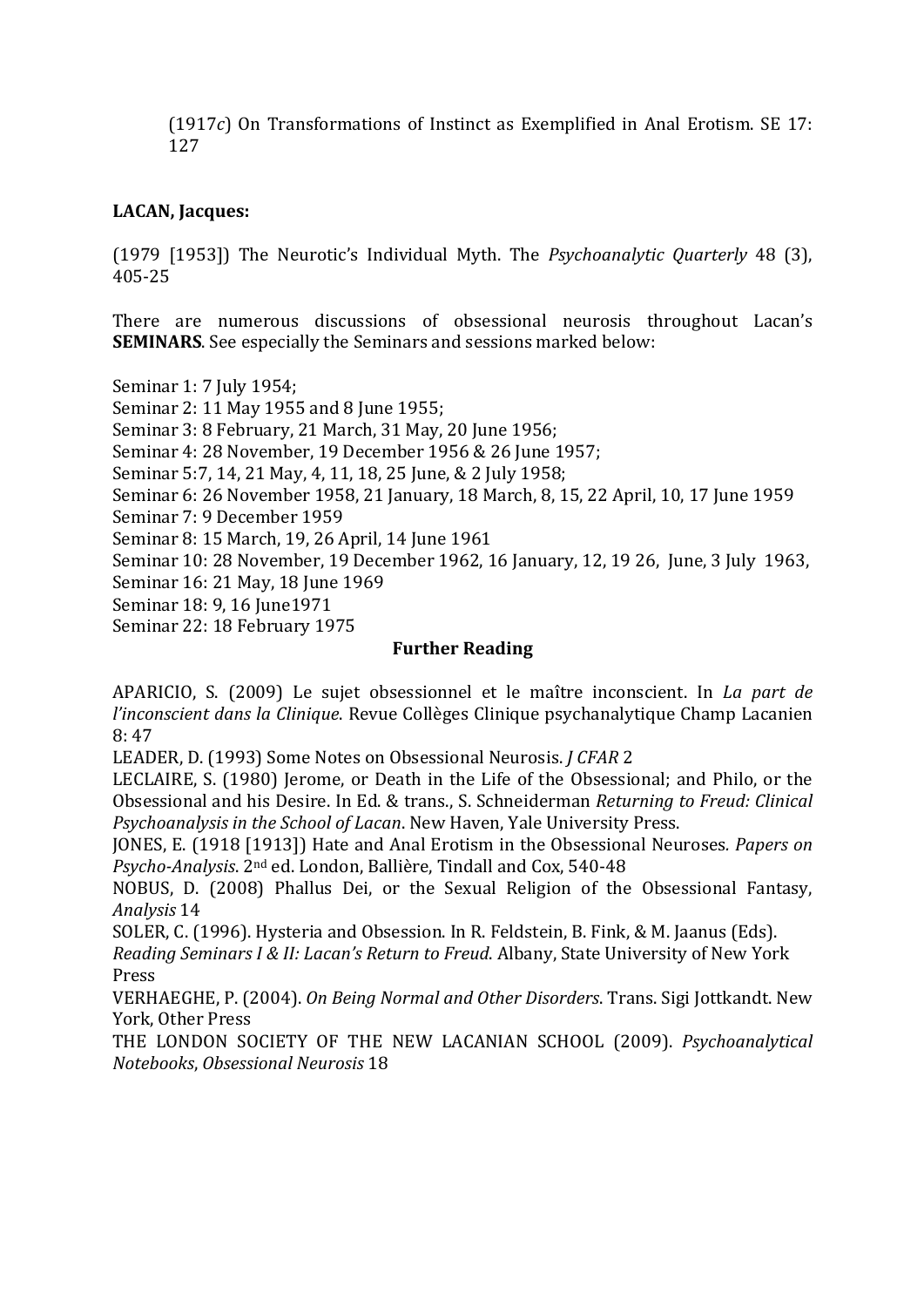(1917*c*) On Transformations of Instinct as Exemplified in Anal Erotism. SE 17: 127

**LACAN, Jacques:**

(1979 [1953]) The Neurotic's Individual Myth. The *Psychoanalytic Quarterly* 48 (3), 405-25

There are numerous discussions of obsessional neurosis throughout Lacan's **SEMINARS**. See especially the Seminars and sessions marked below:

Seminar 1: 7 July 1954;
Seminar 2: 11 May 1955 and 8 June 1955;
Seminar 3: 8 February, 21 March, 31 May, 20 June 1956;
Seminar 4: 28 November, 19 December 1956 & 26 June 1957;
Seminar 5:7, 14, 21 May, 4, 11, 18, 25 June, & 2 July 1958;
Seminar 6: 26 November 1958, 21 January, 18 March, 8, 15, 22 April, 10, 17 June 1959
Seminar 7: 9 December 1959
Seminar 8: 15 March, 19, 26 April, 14 June 1961
Seminar 10: 28 November, 19 December 1962, 16 January, 12, 19 26, June, 3 July 1963,
Seminar 16: 21 May, 18 June 1969
Seminar 18: 9, 16 June1971
Seminar 22: 18 February 1975

**Further Reading**

APARICIO, S. (2009) Le sujet obsessionnel et le maître inconscient. In *La part de l'inconscient dans la Clinique*. Revue Collèges Clinique psychanalytique Champ Lacanien 8: 47
LEADER, D. (1993) Some Notes on Obsessional Neurosis. *J CFAR* 2
LECLAIRE, S. (1980) Jerome, or Death in the Life of the Obsessional; and Philo, or the Obsessional and his Desire. In Ed. & trans., S. Schneiderman *Returning to Freud: Clinical Psychoanalysis in the School of Lacan*. New Haven, Yale University Press.
JONES, E. (1918 [1913]) Hate and Anal Erotism in the Obsessional Neuroses*. Papers on Psycho-Analysis*. 2nd ed. London, Ballière, Tindall and Cox, 540-48
NOBUS, D. (2008) Phallus Dei, or the Sexual Religion of the Obsessional Fantasy, *Analysis* 14
SOLER, C. (1996). Hysteria and Obsession. In R. Feldstein, B. Fink, & M. Jaanus (Eds). *Reading Seminars I & II: Lacan's Return to Freud*. Albany, State University of New York Press
VERHAEGHE, P. (2004). *On Being Normal and Other Disorders*. Trans. Sigi Jottkandt. New York, Other Press
THE LONDON SOCIETY OF THE NEW LACANIAN SCHOOL (2009). *Psychoanalytical Notebooks*, *Obsessional Neurosis* 18